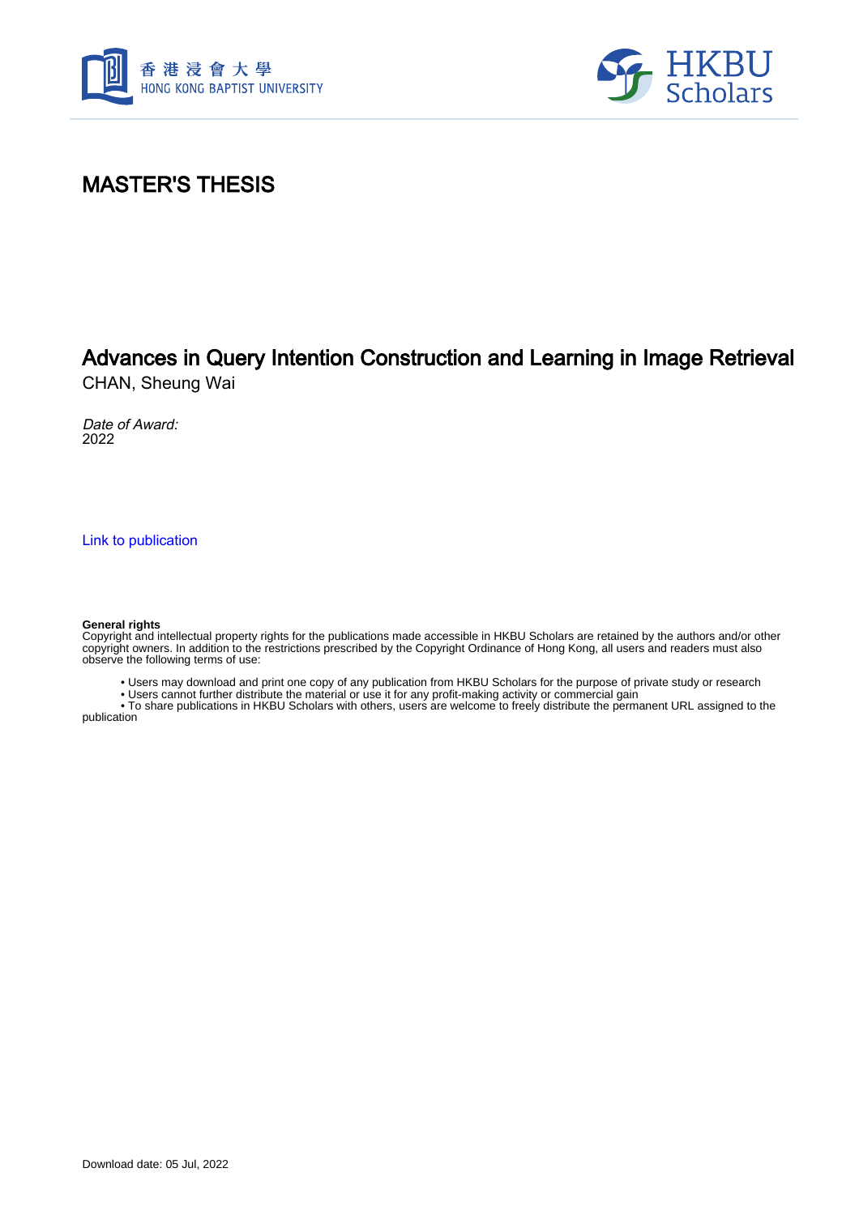# MASTER'S THESIS

## Advances in Query Intention Construction and Learning in Image Retrieval

CHAN, Sheung Wai

*Date of Award:*
2022

Link to publication

**General rights**
Copyright and intellectual property rights for the publications made accessible in HKBU Scholars are retained by the authors and/or other copyright owners. In addition to the restrictions prescribed by the Copyright Ordinance of Hong Kong, all users and readers must also observe the following terms of use:

- Users may download and print one copy of any publication from HKBU Scholars for the purpose of private study or research
- Users cannot further distribute the material or use it for any profit-making activity or commercial gain
- To share publications in HKBU Scholars with others, users are welcome to freely distribute the permanent URL assigned to the publication

Download date: 05 Jul, 2022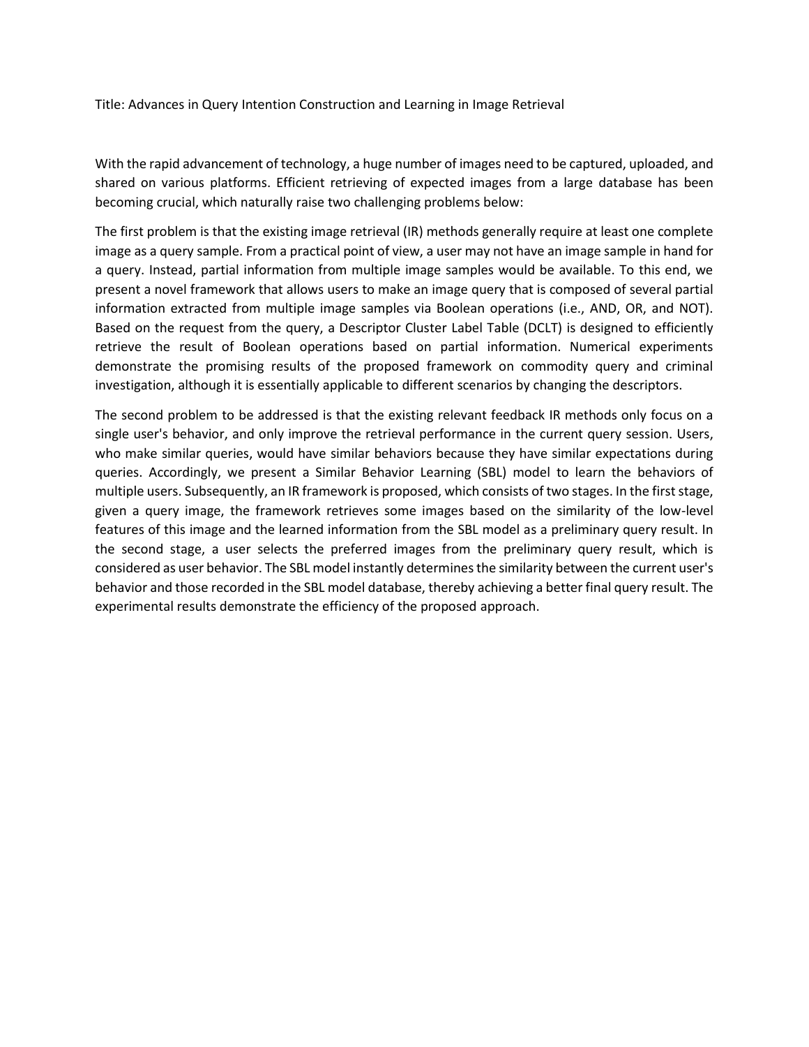Title: Advances in Query Intention Construction and Learning in Image Retrieval

With the rapid advancement of technology, a huge number of images need to be captured, uploaded, and shared on various platforms. Efficient retrieving of expected images from a large database has been becoming crucial, which naturally raise two challenging problems below:

The first problem is that the existing image retrieval (IR) methods generally require at least one complete image as a query sample. From a practical point of view, a user may not have an image sample in hand for a query. Instead, partial information from multiple image samples would be available. To this end, we present a novel framework that allows users to make an image query that is composed of several partial information extracted from multiple image samples via Boolean operations (i.e., AND, OR, and NOT). Based on the request from the query, a Descriptor Cluster Label Table (DCLT) is designed to efficiently retrieve the result of Boolean operations based on partial information. Numerical experiments demonstrate the promising results of the proposed framework on commodity query and criminal investigation, although it is essentially applicable to different scenarios by changing the descriptors.

The second problem to be addressed is that the existing relevant feedback IR methods only focus on a single user's behavior, and only improve the retrieval performance in the current query session. Users, who make similar queries, would have similar behaviors because they have similar expectations during queries. Accordingly, we present a Similar Behavior Learning (SBL) model to learn the behaviors of multiple users. Subsequently, an IR framework is proposed, which consists of two stages. In the first stage, given a query image, the framework retrieves some images based on the similarity of the low-level features of this image and the learned information from the SBL model as a preliminary query result. In the second stage, a user selects the preferred images from the preliminary query result, which is considered as user behavior. The SBL model instantly determines the similarity between the current user's behavior and those recorded in the SBL model database, thereby achieving a better final query result. The experimental results demonstrate the efficiency of the proposed approach.